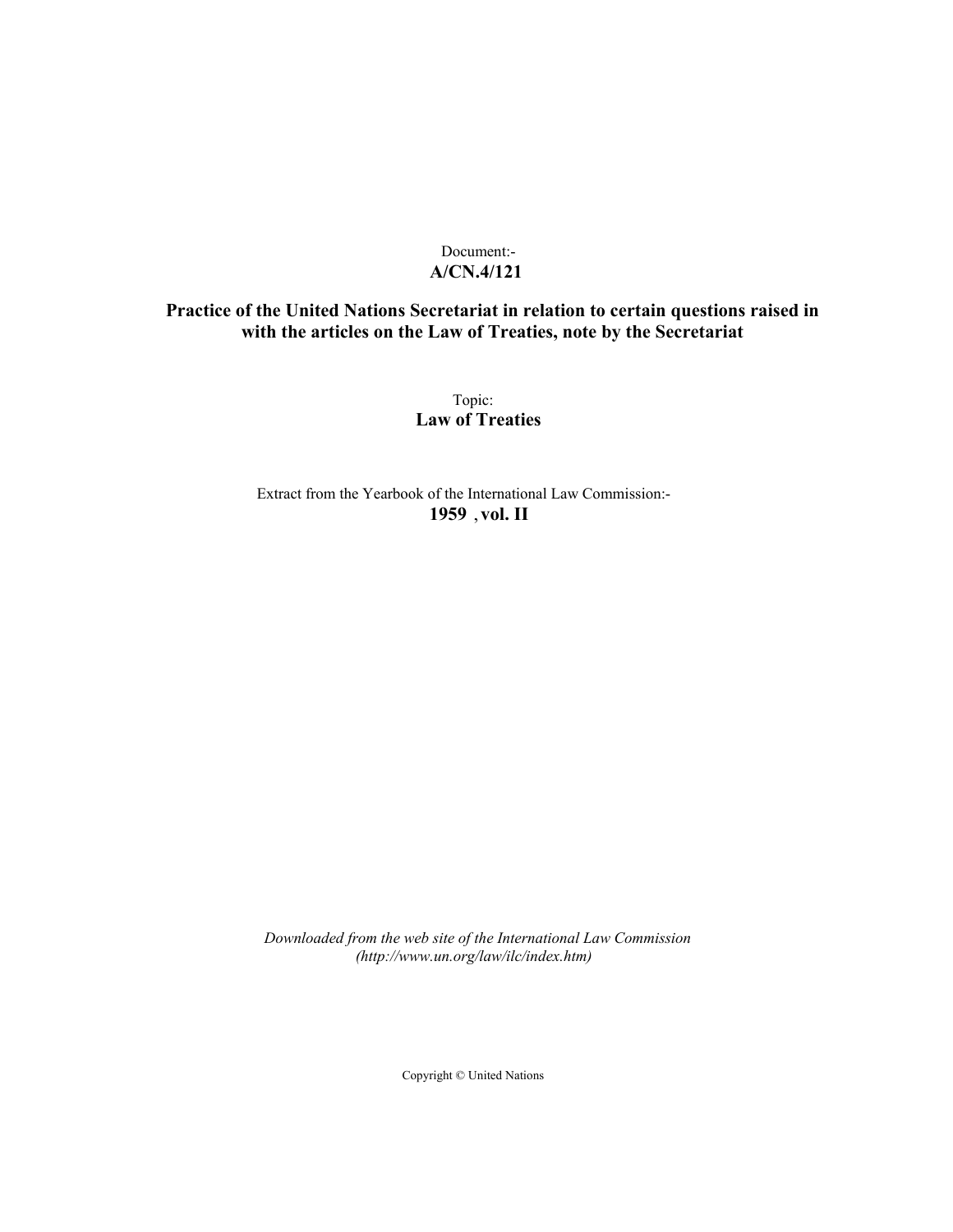Document:-
**A/CN.4/121**

**Practice of the United Nations Secretariat in relation to certain questions raised in with the articles on the Law of Treaties, note by the Secretariat**

Topic:
**Law of Treaties**

Extract from the Yearbook of the International Law Commission:-
**1959 , vol. II**

*Downloaded from the web site of the International Law Commission (http://www.un.org/law/ilc/index.htm)*

Copyright © United Nations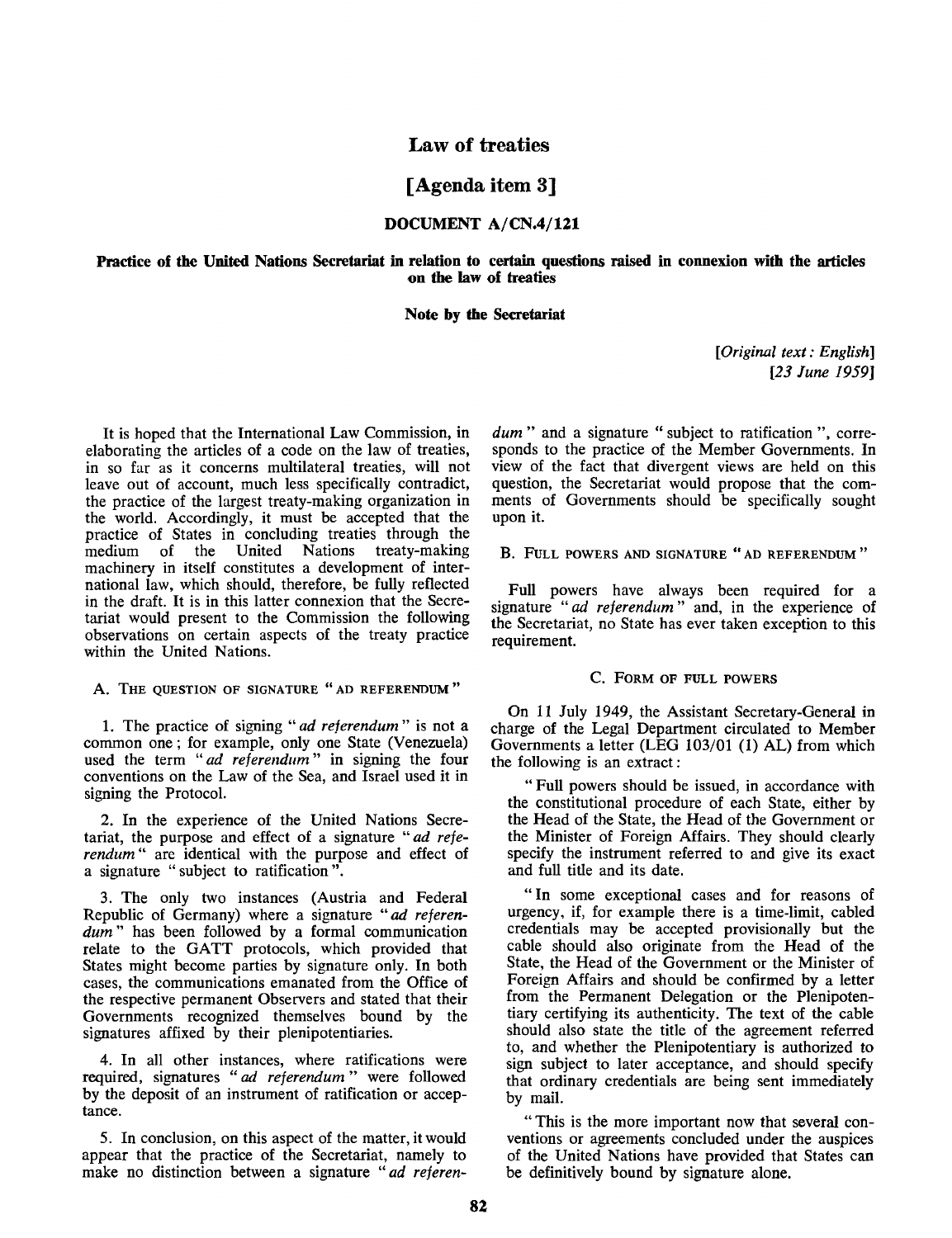# Law of treaties

## [Agenda item 3]

### DOCUMENT A/CN.4/121

**Practice of the United Nations Secretariat in relation to certain questions raised in connexion with the articles on the law of treaties**

**Note by the Secretariat**

*[Original text: English]*
*[23 June 1959]*

It is hoped that the International Law Commission, in elaborating the articles of a code on the law of treaties, in so far as it concerns multilateral treaties, will not leave out of account, much less specifically contradict, the practice of the largest treaty-making organization in the world. Accordingly, it must be accepted that the practice of States in concluding treaties through the medium of the United Nations treaty-making machinery in itself constitutes a development of international law, which should, therefore, be fully reflected in the draft. It is in this latter connexion that the Secretariat would present to the Commission the following observations on certain aspects of the treaty practice within the United Nations.

#### A. The question of signature "ad referendum"

1. The practice of signing "*ad referendum*" is not a common one; for example, only one State (Venezuela) used the term "*ad referendum*" in signing the four conventions on the Law of the Sea, and Israel used it in signing the Protocol.

2. In the experience of the United Nations Secretariat, the purpose and effect of a signature "*ad referendum*" are identical with the purpose and effect of a signature "subject to ratification".

3. The only two instances (Austria and Federal Republic of Germany) where a signature "*ad referendum*" has been followed by a formal communication relate to the GATT protocols, which provided that States might become parties by signature only. In both cases, the communications emanated from the Office of the respective permanent Observers and stated that their Governments recognized themselves bound by the signatures affixed by their plenipotentiaries.

4. In all other instances, where ratifications were required, signatures "*ad referendum*" were followed by the deposit of an instrument of ratification or acceptance.

5. In conclusion, on this aspect of the matter, it would appear that the practice of the Secretariat, namely to make no distinction between a signature "*ad referendum*" and a signature "subject to ratification", corresponds to the practice of the Member Governments. In view of the fact that divergent views are held on this question, the Secretariat would propose that the comments of Governments should be specifically sought upon it.

#### B. Full powers and signature "ad referendum"

Full powers have always been required for a signature "*ad referendum*" and, in the experience of the Secretariat, no State has ever taken exception to this requirement.

#### C. Form of full powers

On 11 July 1949, the Assistant Secretary-General in charge of the Legal Department circulated to Member Governments a letter (LEG 103/01 (1) AL) from which the following is an extract:

"Full powers should be issued, in accordance with the constitutional procedure of each State, either by the Head of the State, the Head of the Government or the Minister of Foreign Affairs. They should clearly specify the instrument referred to and give its exact and full title and its date.

"In some exceptional cases and for reasons of urgency, if, for example there is a time-limit, cabled credentials may be accepted provisionally but the cable should also originate from the Head of the State, the Head of the Government or the Minister of Foreign Affairs and should be confirmed by a letter from the Permanent Delegation or the Plenipotentiary certifying its authenticity. The text of the cable should also state the title of the agreement referred to, and whether the Plenipotentiary is authorized to sign subject to later acceptance, and should specify that ordinary credentials are being sent immediately by mail.

"This is the more important now that several conventions or agreements concluded under the auspices of the United Nations have provided that States can be definitively bound by signature alone.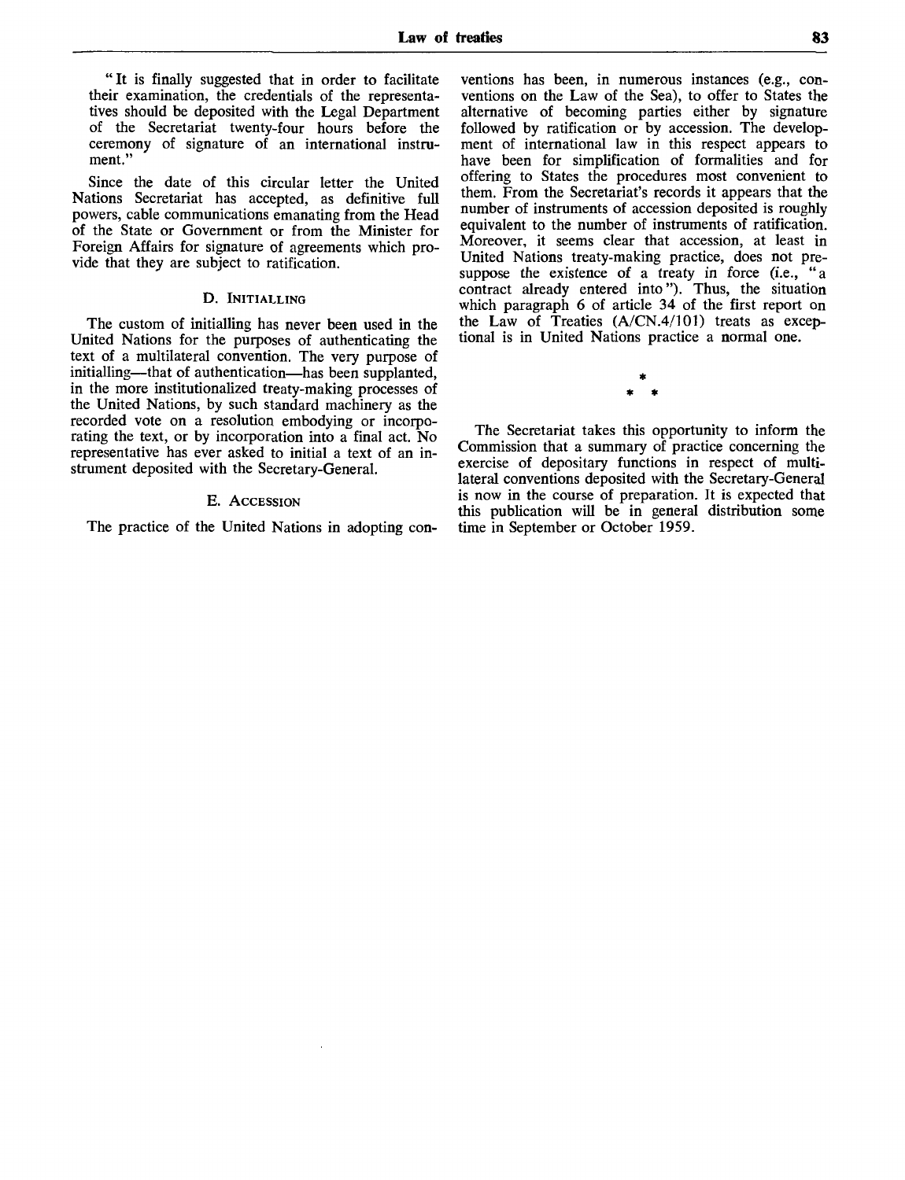"It is finally suggested that in order to facilitate their examination, the credentials of the representatives should be deposited with the Legal Department of the Secretariat twenty-four hours before the ceremony of signature of an international instrument."

Since the date of this circular letter the United Nations Secretariat has accepted, as definitive full powers, cable communications emanating from the Head of the State or Government or from the Minister for Foreign Affairs for signature of agreements which provide that they are subject to ratification.

### D. Initialling

The custom of initialling has never been used in the United Nations for the purposes of authenticating the text of a multilateral convention. The very purpose of initialling—that of authentication—has been supplanted, in the more institutionalized treaty-making processes of the United Nations, by such standard machinery as the recorded vote on a resolution embodying or incorporating the text, or by incorporation into a final act. No representative has ever asked to initial a text of an instrument deposited with the Secretary-General.

### E. Accession

The practice of the United Nations in adopting conventions has been, in numerous instances (e.g., conventions on the Law of the Sea), to offer to States the alternative of becoming parties either by signature followed by ratification or by accession. The development of international law in this respect appears to have been for simplification of formalities and for offering to States the procedures most convenient to them. From the Secretariat's records it appears that the number of instruments of accession deposited is roughly equivalent to the number of instruments of ratification. Moreover, it seems clear that accession, at least in United Nations treaty-making practice, does not presuppose the existence of a treaty in force (i.e., "a contract already entered into"). Thus, the situation which paragraph 6 of article 34 of the first report on the Law of Treaties (A/CN.4/101) treats as exceptional is in United Nations practice a normal one.

\*
\* \*

The Secretariat takes this opportunity to inform the Commission that a summary of practice concerning the exercise of depositary functions in respect of multilateral conventions deposited with the Secretary-General is now in the course of preparation. It is expected that this publication will be in general distribution some time in September or October 1959.